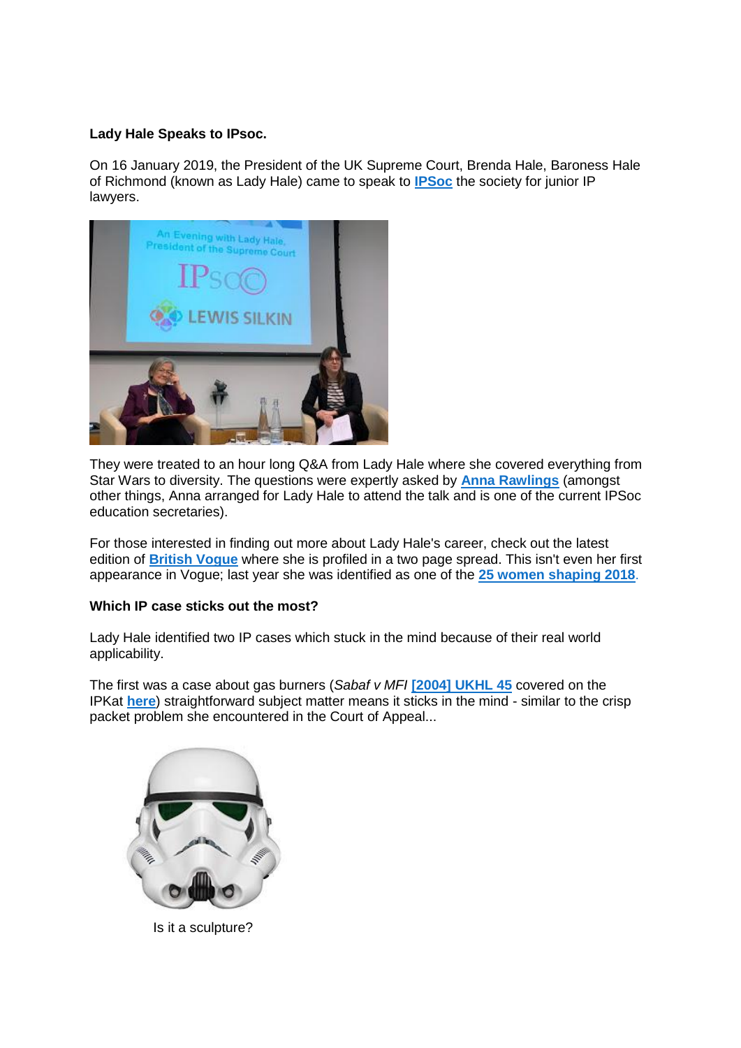**Lady Hale Speaks to IPsoc.**

On 16 January 2019, the President of the UK Supreme Court, Brenda Hale, Baroness Hale of Richmond (known as Lady Hale) came to speak to **IPSoc** the society for junior IP lawyers.

They were treated to an hour long Q&A from Lady Hale where she covered everything from Star Wars to diversity. The questions were expertly asked by **Anna Rawlings** (amongst other things, Anna arranged for Lady Hale to attend the talk and is one of the current IPSoc education secretaries).

For those interested in finding out more about Lady Hale's career, check out the latest edition of **British Vogue** where she is profiled in a two page spread. This isn't even her first appearance in Vogue; last year she was identified as one of the **25 women shaping 2018**.

**Which IP case sticks out the most?**

Lady Hale identified two IP cases which stuck in the mind because of their real world applicability.

The first was a case about gas burners (*Sabaf v MFI* **[2004] UKHL 45** covered on the IPKat **here**) straightforward subject matter means it sticks in the mind - similar to the crisp packet problem she encountered in the Court of Appeal...

Is it a sculpture?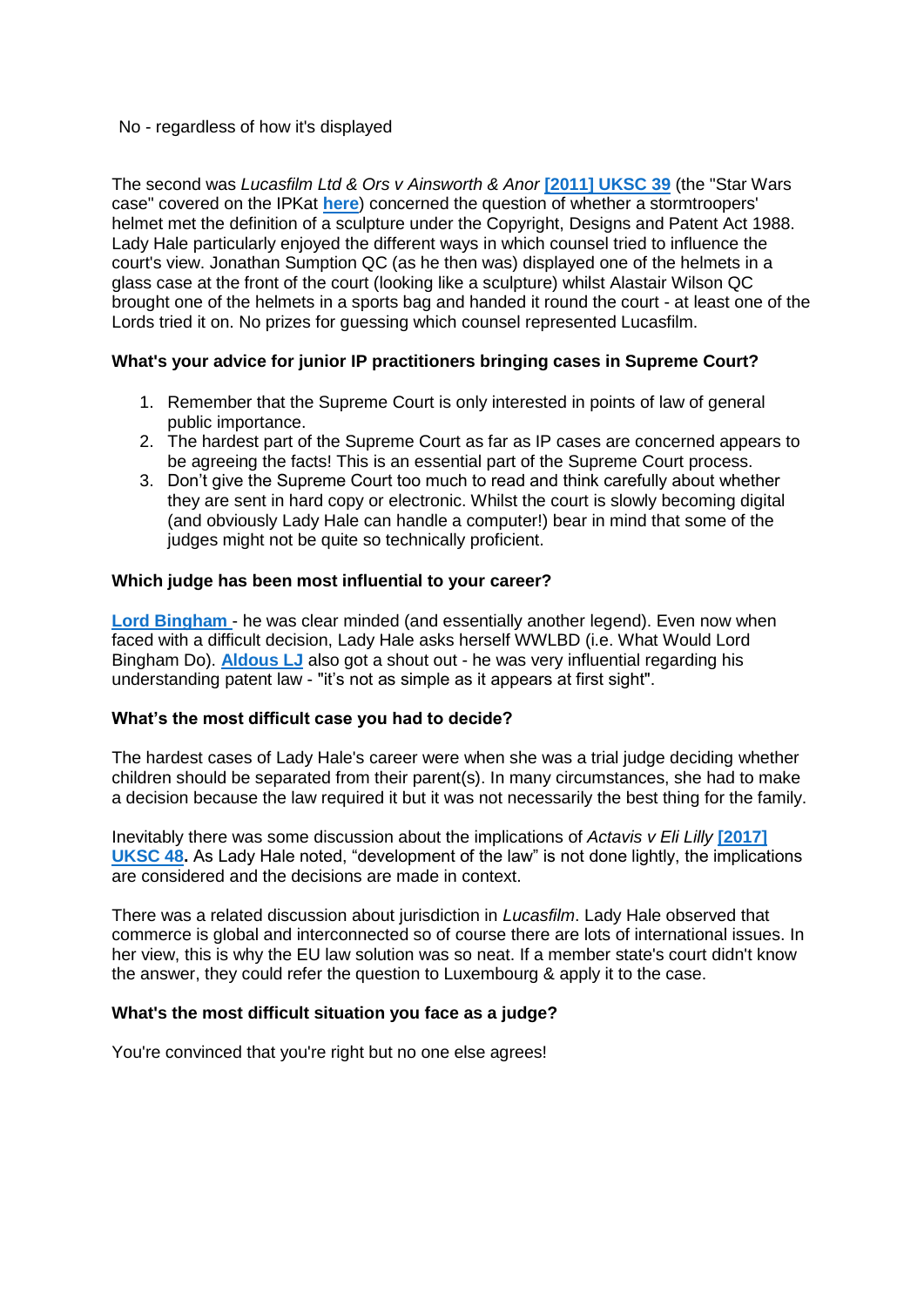No - regardless of how it's displayed

The second was *Lucasfilm Ltd & Ors v Ainsworth & Anor* **[2011] UKSC 39** (the "Star Wars case" covered on the IPKat **here**) concerned the question of whether a stormtroopers' helmet met the definition of a sculpture under the Copyright, Designs and Patent Act 1988. Lady Hale particularly enjoyed the different ways in which counsel tried to influence the court's view. Jonathan Sumption QC (as he then was) displayed one of the helmets in a glass case at the front of the court (looking like a sculpture) whilst Alastair Wilson QC brought one of the helmets in a sports bag and handed it round the court - at least one of the Lords tried it on. No prizes for guessing which counsel represented Lucasfilm.

**What's your advice for junior IP practitioners bringing cases in Supreme Court?**

1. Remember that the Supreme Court is only interested in points of law of general public importance.
2. The hardest part of the Supreme Court as far as IP cases are concerned appears to be agreeing the facts! This is an essential part of the Supreme Court process.
3. Don't give the Supreme Court too much to read and think carefully about whether they are sent in hard copy or electronic. Whilst the court is slowly becoming digital (and obviously Lady Hale can handle a computer!) bear in mind that some of the judges might not be quite so technically proficient.

**Which judge has been most influential to your career?**

**Lord Bingham** - he was clear minded (and essentially another legend). Even now when faced with a difficult decision, Lady Hale asks herself WWLBD (i.e. What Would Lord Bingham Do). **Aldous LJ** also got a shout out - he was very influential regarding his understanding patent law - "it's not as simple as it appears at first sight".

**What's the most difficult case you had to decide?**

The hardest cases of Lady Hale's career were when she was a trial judge deciding whether children should be separated from their parent(s). In many circumstances, she had to make a decision because the law required it but it was not necessarily the best thing for the family.

Inevitably there was some discussion about the implications of *Actavis v Eli Lilly* **[2017] UKSC 48.** As Lady Hale noted, "development of the law" is not done lightly, the implications are considered and the decisions are made in context.

There was a related discussion about jurisdiction in *Lucasfilm*. Lady Hale observed that commerce is global and interconnected so of course there are lots of international issues. In her view, this is why the EU law solution was so neat. If a member state's court didn't know the answer, they could refer the question to Luxembourg & apply it to the case.

**What's the most difficult situation you face as a judge?**

You're convinced that you're right but no one else agrees!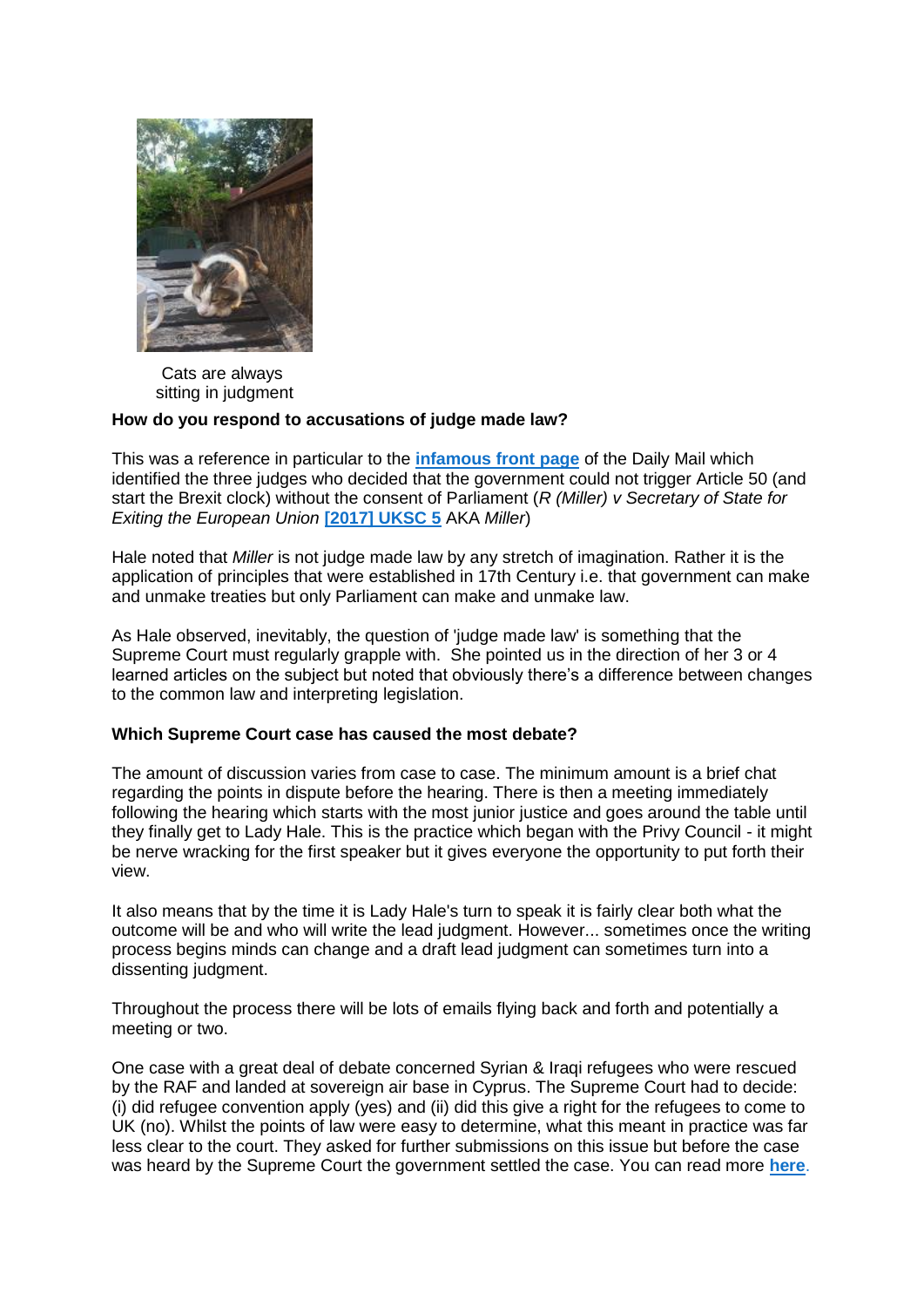Cats are always sitting in judgment

**How do you respond to accusations of judge made law?**

This was a reference in particular to the **infamous front page** of the Daily Mail which identified the three judges who decided that the government could not trigger Article 50 (and start the Brexit clock) without the consent of Parliament (*R (Miller) v Secretary of State for Exiting the European Union* **[2017] UKSC 5** AKA *Miller*)

Hale noted that *Miller* is not judge made law by any stretch of imagination. Rather it is the application of principles that were established in 17th Century i.e. that government can make and unmake treaties but only Parliament can make and unmake law.

As Hale observed, inevitably, the question of 'judge made law' is something that the Supreme Court must regularly grapple with. She pointed us in the direction of her 3 or 4 learned articles on the subject but noted that obviously there's a difference between changes to the common law and interpreting legislation.

**Which Supreme Court case has caused the most debate?**

The amount of discussion varies from case to case. The minimum amount is a brief chat regarding the points in dispute before the hearing. There is then a meeting immediately following the hearing which starts with the most junior justice and goes around the table until they finally get to Lady Hale. This is the practice which began with the Privy Council - it might be nerve wracking for the first speaker but it gives everyone the opportunity to put forth their view.

It also means that by the time it is Lady Hale's turn to speak it is fairly clear both what the outcome will be and who will write the lead judgment. However... sometimes once the writing process begins minds can change and a draft lead judgment can sometimes turn into a dissenting judgment.

Throughout the process there will be lots of emails flying back and forth and potentially a meeting or two.

One case with a great deal of debate concerned Syrian & Iraqi refugees who were rescued by the RAF and landed at sovereign air base in Cyprus. The Supreme Court had to decide: (i) did refugee convention apply (yes) and (ii) did this give a right for the refugees to come to UK (no). Whilst the points of law were easy to determine, what this meant in practice was far less clear to the court. They asked for further submissions on this issue but before the case was heard by the Supreme Court the government settled the case. You can read more **here**.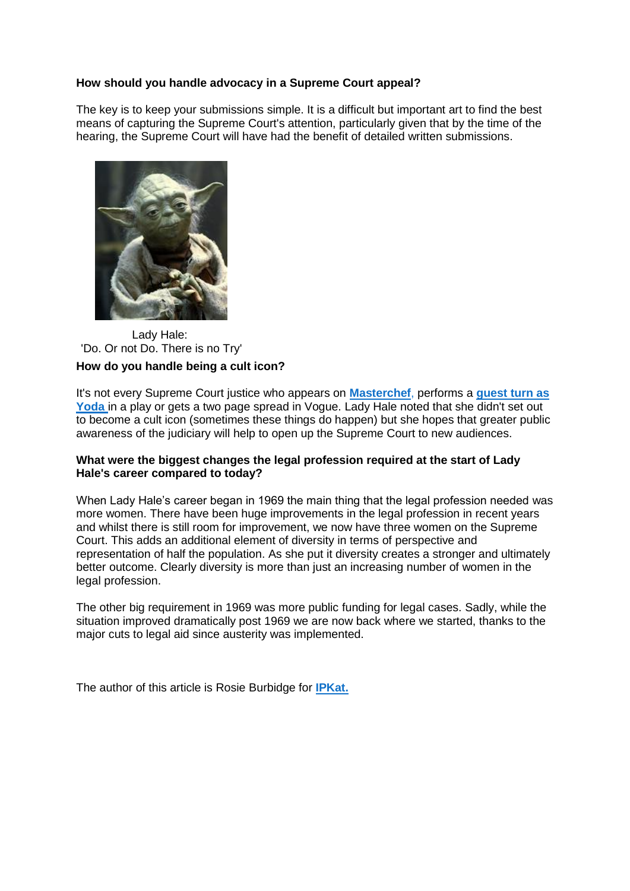**How should you handle advocacy in a Supreme Court appeal?**

The key is to keep your submissions simple. It is a difficult but important art to find the best means of capturing the Supreme Court's attention, particularly given that by the time of the hearing, the Supreme Court will have had the benefit of detailed written submissions.

Lady Hale:
'Do. Or not Do. There is no Try'

**How do you handle being a cult icon?**

It's not every Supreme Court justice who appears on **Masterchef**, performs a **guest turn as Yoda** in a play or gets a two page spread in Vogue. Lady Hale noted that she didn't set out to become a cult icon (sometimes these things do happen) but she hopes that greater public awareness of the judiciary will help to open up the Supreme Court to new audiences.

**What were the biggest changes the legal profession required at the start of Lady Hale's career compared to today?**

When Lady Hale's career began in 1969 the main thing that the legal profession needed was more women. There have been huge improvements in the legal profession in recent years and whilst there is still room for improvement, we now have three women on the Supreme Court. This adds an additional element of diversity in terms of perspective and representation of half the population. As she put it diversity creates a stronger and ultimately better outcome. Clearly diversity is more than just an increasing number of women in the legal profession.

The other big requirement in 1969 was more public funding for legal cases. Sadly, while the situation improved dramatically post 1969 we are now back where we started, thanks to the major cuts to legal aid since austerity was implemented.

The author of this article is Rosie Burbidge for **IPKat.**